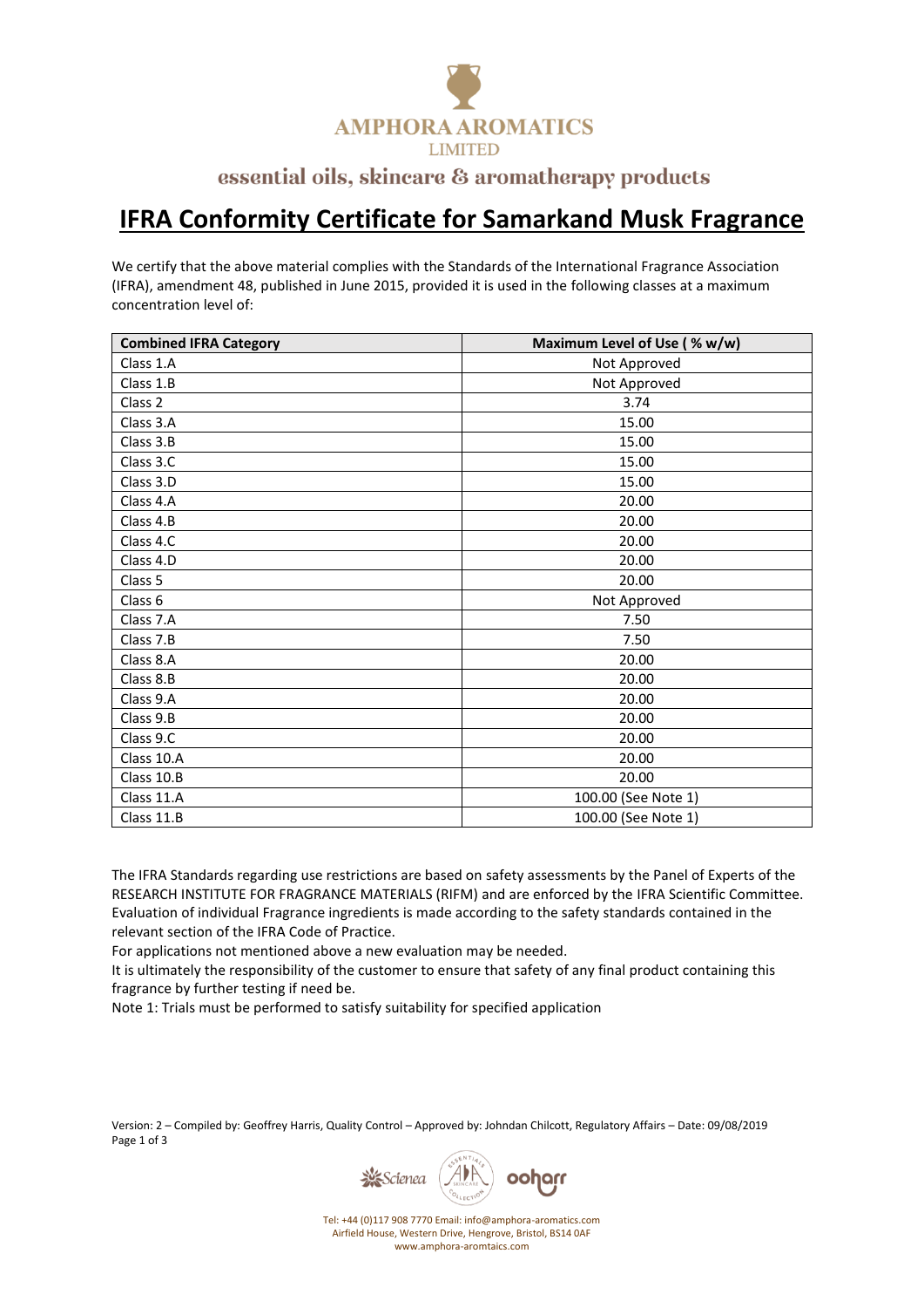AMPHORA AROMATICS LIMITED

essential oils, skincare & aromatherapy products

# IFRA Conformity Certificate for Samarkand Musk Fragrance

We certify that the above material complies with the Standards of the International Fragrance Association (IFRA), amendment 48, published in June 2015, provided it is used in the following classes at a maximum concentration level of:

| Combined IFRA Category | Maximum Level of Use ( % w/w) |
|---|---|
| Class 1.A | Not Approved |
| Class 1.B | Not Approved |
| Class 2 | 3.74 |
| Class 3.A | 15.00 |
| Class 3.B | 15.00 |
| Class 3.C | 15.00 |
| Class 3.D | 15.00 |
| Class 4.A | 20.00 |
| Class 4.B | 20.00 |
| Class 4.C | 20.00 |
| Class 4.D | 20.00 |
| Class 5 | 20.00 |
| Class 6 | Not Approved |
| Class 7.A | 7.50 |
| Class 7.B | 7.50 |
| Class 8.A | 20.00 |
| Class 8.B | 20.00 |
| Class 9.A | 20.00 |
| Class 9.B | 20.00 |
| Class 9.C | 20.00 |
| Class 10.A | 20.00 |
| Class 10.B | 20.00 |
| Class 11.A | 100.00 (See Note 1) |
| Class 11.B | 100.00 (See Note 1) |

The IFRA Standards regarding use restrictions are based on safety assessments by the Panel of Experts of the RESEARCH INSTITUTE FOR FRAGRANCE MATERIALS (RIFM) and are enforced by the IFRA Scientific Committee. Evaluation of individual Fragrance ingredients is made according to the safety standards contained in the relevant section of the IFRA Code of Practice.

For applications not mentioned above a new evaluation may be needed.

It is ultimately the responsibility of the customer to ensure that safety of any final product containing this fragrance by further testing if need be.

Note 1: Trials must be performed to satisfy suitability for specified application

Version: 2 – Compiled by: Geoffrey Harris, Quality Control – Approved by: Johndan Chilcott, Regulatory Affairs – Date: 09/08/2019

Tel: +44 (0)117 908 7770 Email: info@amphora-aromatics.com
Airfield House, Western Drive, Hengrove, Bristol, BS14 0AF
www.amphora-aromtaics.com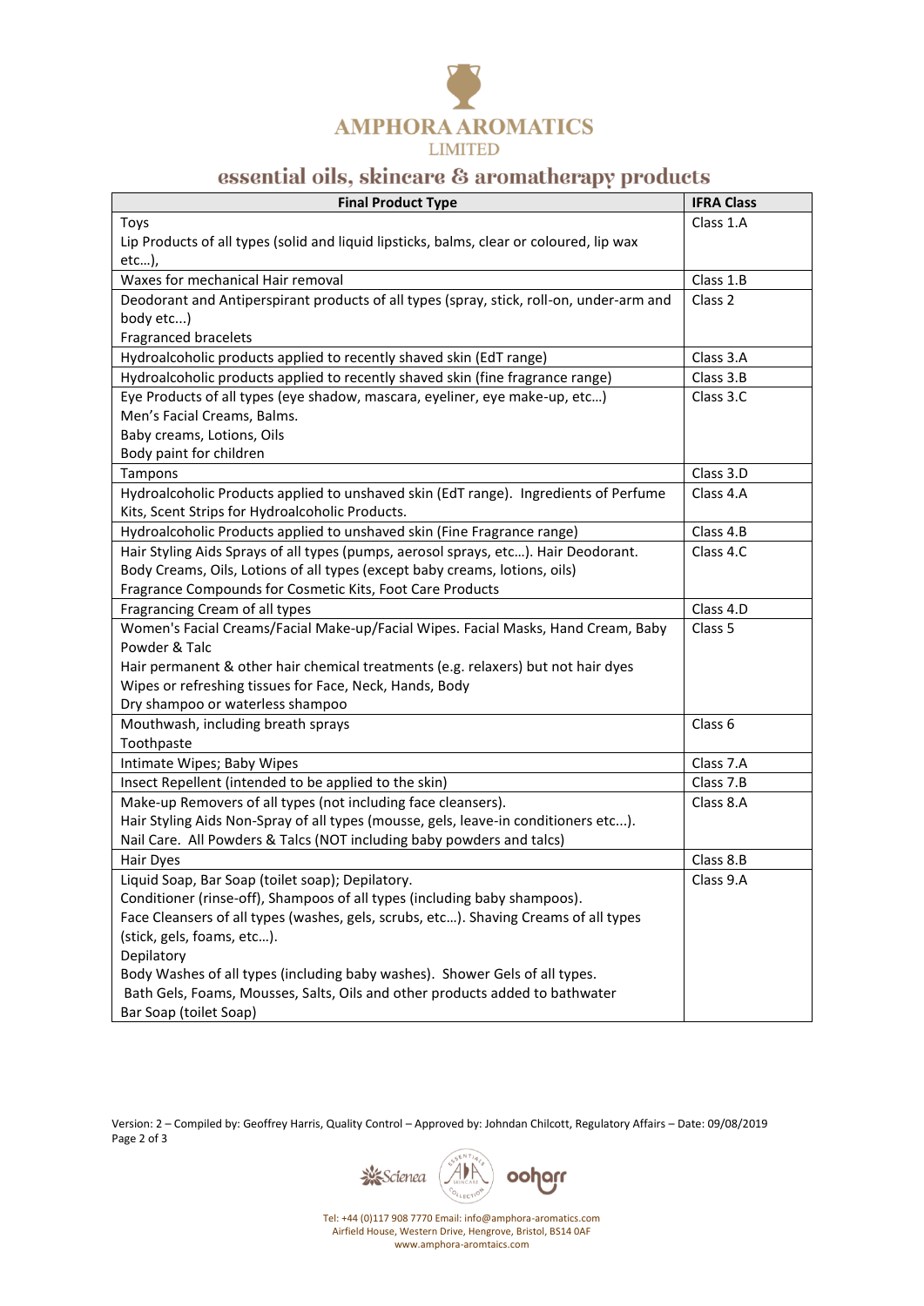# AMPHORA AROMATICS LIMITED

## essential oils, skincare & aromatherapy products

| Final Product Type | IFRA Class |
|---|---|
| Toys<br>Lip Products of all types (solid and liquid lipsticks, balms, clear or coloured, lip wax etc…), | Class 1.A |
| Waxes for mechanical Hair removal | Class 1.B |
| Deodorant and Antiperspirant products of all types (spray, stick, roll-on, under-arm and body etc...)<br>Fragranced bracelets | Class 2 |
| Hydroalcoholic products applied to recently shaved skin (EdT range) | Class 3.A |
| Hydroalcoholic products applied to recently shaved skin (fine fragrance range) | Class 3.B |
| Eye Products of all types (eye shadow, mascara, eyeliner, eye make-up, etc…)<br>Men's Facial Creams, Balms.<br>Baby creams, Lotions, Oils<br>Body paint for children | Class 3.C |
| Tampons | Class 3.D |
| Hydroalcoholic Products applied to unshaved skin (EdT range). Ingredients of Perfume Kits, Scent Strips for Hydroalcoholic Products. | Class 4.A |
| Hydroalcoholic Products applied to unshaved skin (Fine Fragrance range) | Class 4.B |
| Hair Styling Aids Sprays of all types (pumps, aerosol sprays, etc…). Hair Deodorant.<br>Body Creams, Oils, Lotions of all types (except baby creams, lotions, oils)<br>Fragrance Compounds for Cosmetic Kits, Foot Care Products | Class 4.C |
| Fragrancing Cream of all types | Class 4.D |
| Women's Facial Creams/Facial Make-up/Facial Wipes. Facial Masks, Hand Cream, Baby Powder & Talc<br>Hair permanent & other hair chemical treatments (e.g. relaxers) but not hair dyes<br>Wipes or refreshing tissues for Face, Neck, Hands, Body<br>Dry shampoo or waterless shampoo | Class 5 |
| Mouthwash, including breath sprays<br>Toothpaste | Class 6 |
| Intimate Wipes; Baby Wipes | Class 7.A |
| Insect Repellent (intended to be applied to the skin) | Class 7.B |
| Make-up Removers of all types (not including face cleansers).<br>Hair Styling Aids Non-Spray of all types (mousse, gels, leave-in conditioners etc...).<br>Nail Care. All Powders & Talcs (NOT including baby powders and talcs) | Class 8.A |
| Hair Dyes | Class 8.B |
| Liquid Soap, Bar Soap (toilet soap); Depilatory.<br>Conditioner (rinse-off), Shampoos of all types (including baby shampoos).<br>Face Cleansers of all types (washes, gels, scrubs, etc…). Shaving Creams of all types (stick, gels, foams, etc…).<br>Depilatory<br>Body Washes of all types (including baby washes). Shower Gels of all types.<br>Bath Gels, Foams, Mousses, Salts, Oils and other products added to bathwater<br>Bar Soap (toilet Soap) | Class 9.A |

Version: 2 – Compiled by: Geoffrey Harris, Quality Control – Approved by: Johndan Chilcott, Regulatory Affairs – Date: 09/08/2019

Tel: +44 (0)117 908 7770 Email: info@amphora-aromatics.com
Airfield House, Western Drive, Hengrove, Bristol, BS14 0AF
www.amphora-aromtaics.com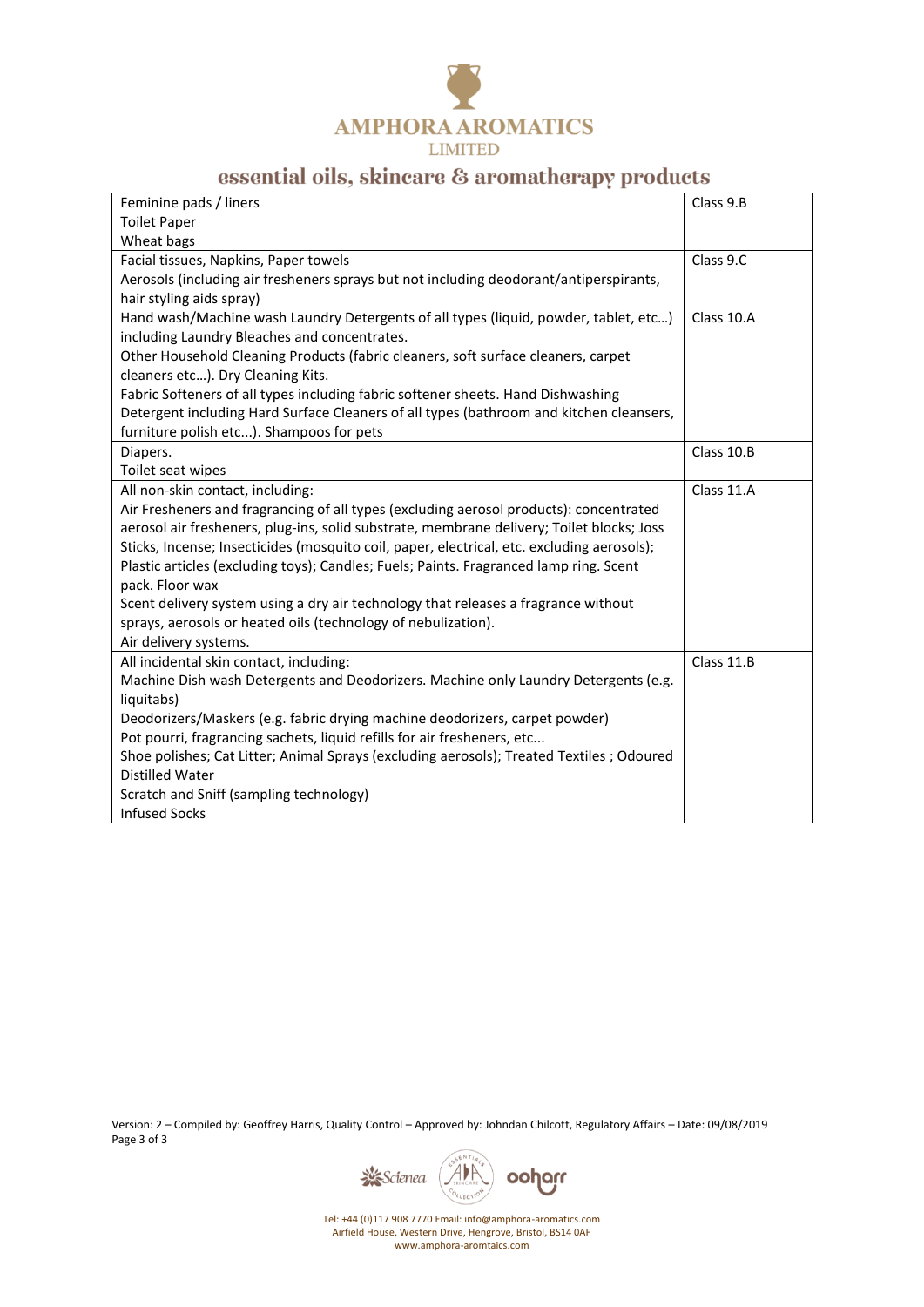| | |
|---|---|
| Feminine pads / liners<br>Toilet Paper<br>Wheat bags | Class 9.B |
| Facial tissues, Napkins, Paper towels<br>Aerosols (including air fresheners sprays but not including deodorant/antiperspirants, hair styling aids spray) | Class 9.C |
| Hand wash/Machine wash Laundry Detergents of all types (liquid, powder, tablet, etc…) including Laundry Bleaches and concentrates.<br>Other Household Cleaning Products (fabric cleaners, soft surface cleaners, carpet cleaners etc…). Dry Cleaning Kits.<br>Fabric Softeners of all types including fabric softener sheets. Hand Dishwashing Detergent including Hard Surface Cleaners of all types (bathroom and kitchen cleansers, furniture polish etc...). Shampoos for pets | Class 10.A |
| Diapers.<br>Toilet seat wipes | Class 10.B |
| All non-skin contact, including:<br>Air Fresheners and fragrancing of all types (excluding aerosol products): concentrated aerosol air fresheners, plug-ins, solid substrate, membrane delivery; Toilet blocks; Joss Sticks, Incense; Insecticides (mosquito coil, paper, electrical, etc. excluding aerosols); Plastic articles (excluding toys); Candles; Fuels; Paints. Fragranced lamp ring. Scent pack. Floor wax<br>Scent delivery system using a dry air technology that releases a fragrance without sprays, aerosols or heated oils (technology of nebulization).<br>Air delivery systems. | Class 11.A |
| All incidental skin contact, including:<br>Machine Dish wash Detergents and Deodorizers. Machine only Laundry Detergents (e.g. liquitabs)<br>Deodorizers/Maskers (e.g. fabric drying machine deodorizers, carpet powder)<br>Pot pourri, fragrancing sachets, liquid refills for air fresheners, etc...<br>Shoe polishes; Cat Litter; Animal Sprays (excluding aerosols); Treated Textiles ; Odoured Distilled Water<br>Scratch and Sniff (sampling technology)<br>Infused Socks | Class 11.B |

Version: 2 – Compiled by: Geoffrey Harris, Quality Control – Approved by: Johndan Chilcott, Regulatory Affairs – Date: 09/08/2019